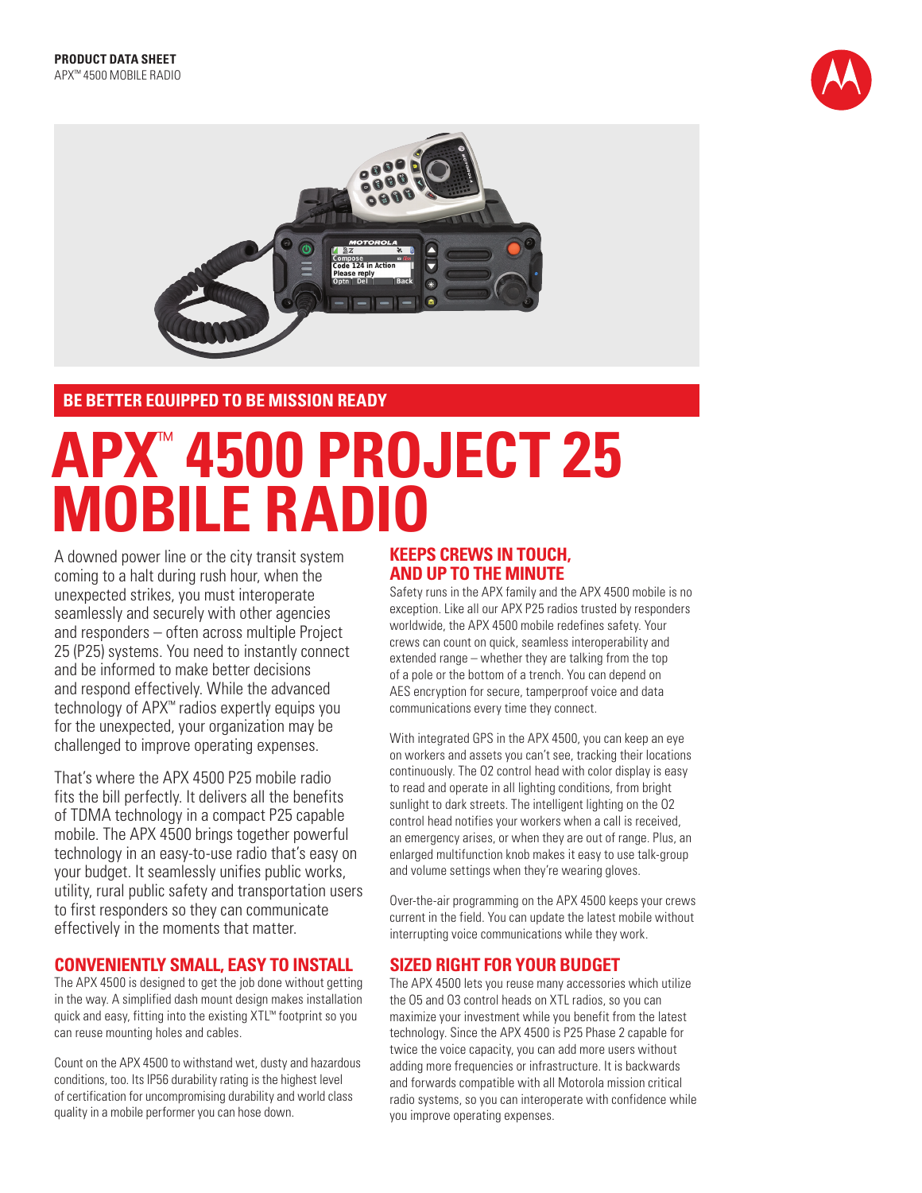**PRODUCT DATA SHEET**
APX™ 4500 MOBILE RADIO

## BE BETTER EQUIPPED TO BE MISSION READY

# APX™ 4500 PROJECT 25 MOBILE RADIO

A downed power line or the city transit system coming to a halt during rush hour, when the unexpected strikes, you must interoperate seamlessly and securely with other agencies and responders – often across multiple Project 25 (P25) systems. You need to instantly connect and be informed to make better decisions and respond effectively. While the advanced technology of APX™ radios expertly equips you for the unexpected, your organization may be challenged to improve operating expenses.

That's where the APX 4500 P25 mobile radio fits the bill perfectly. It delivers all the benefits of TDMA technology in a compact P25 capable mobile. The APX 4500 brings together powerful technology in an easy-to-use radio that's easy on your budget. It seamlessly unifies public works, utility, rural public safety and transportation users to first responders so they can communicate effectively in the moments that matter.

## CONVENIENTLY SMALL, EASY TO INSTALL

The APX 4500 is designed to get the job done without getting in the way. A simplified dash mount design makes installation quick and easy, fitting into the existing XTL™ footprint so you can reuse mounting holes and cables.

Count on the APX 4500 to withstand wet, dusty and hazardous conditions, too. Its IP56 durability rating is the highest level of certification for uncompromising durability and world class quality in a mobile performer you can hose down.

## KEEPS CREWS IN TOUCH, AND UP TO THE MINUTE

Safety runs in the APX family and the APX 4500 mobile is no exception. Like all our APX P25 radios trusted by responders worldwide, the APX 4500 mobile redefines safety. Your crews can count on quick, seamless interoperability and extended range – whether they are talking from the top of a pole or the bottom of a trench. You can depend on AES encryption for secure, tamperproof voice and data communications every time they connect.

With integrated GPS in the APX 4500, you can keep an eye on workers and assets you can't see, tracking their locations continuously. The O2 control head with color display is easy to read and operate in all lighting conditions, from bright sunlight to dark streets. The intelligent lighting on the O2 control head notifies your workers when a call is received, an emergency arises, or when they are out of range. Plus, an enlarged multifunction knob makes it easy to use talk-group and volume settings when they're wearing gloves.

Over-the-air programming on the APX 4500 keeps your crews current in the field. You can update the latest mobile without interrupting voice communications while they work.

## SIZED RIGHT FOR YOUR BUDGET

The APX 4500 lets you reuse many accessories which utilize the O5 and O3 control heads on XTL radios, so you can maximize your investment while you benefit from the latest technology. Since the APX 4500 is P25 Phase 2 capable for twice the voice capacity, you can add more users without adding more frequencies or infrastructure. It is backwards and forwards compatible with all Motorola mission critical radio systems, so you can interoperate with confidence while you improve operating expenses.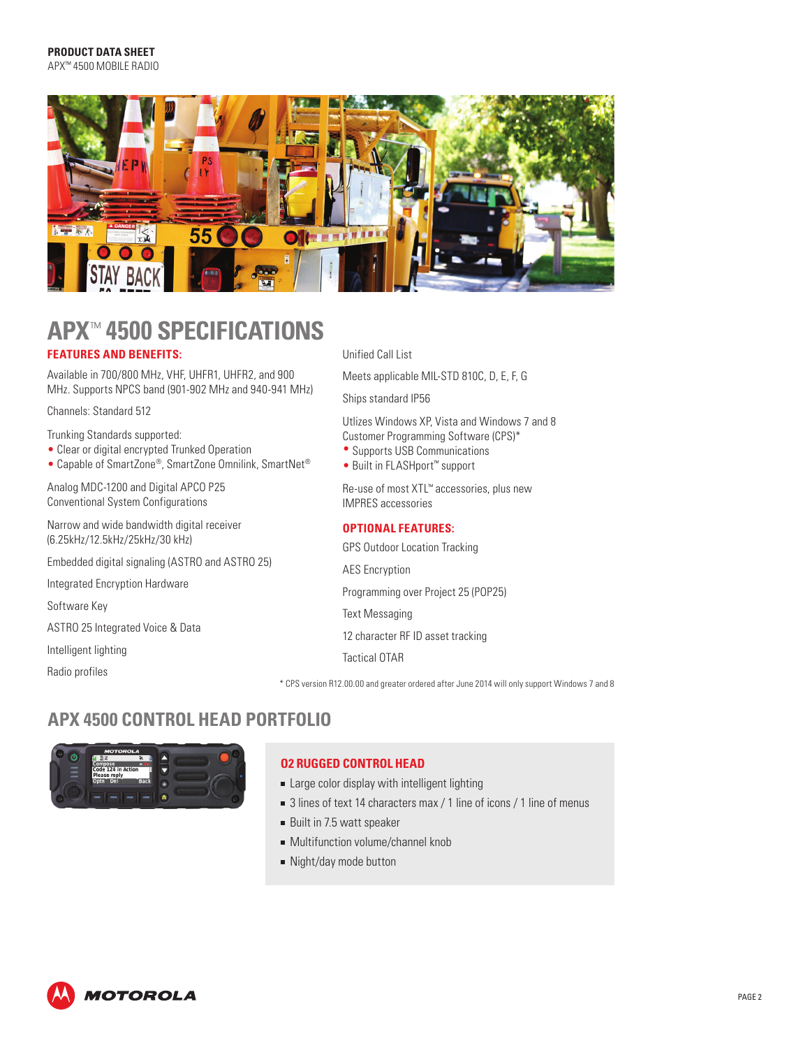**PRODUCT DATA SHEET**
APX™ 4500 MOBILE RADIO

# APX™ 4500 SPECIFICATIONS

## FEATURES AND BENEFITS:

Available in 700/800 MHz, VHF, UHFR1, UHFR2, and 900 MHz. Supports NPCS band (901-902 MHz and 940-941 MHz)

Channels: Standard 512

Trunking Standards supported:
- Clear or digital encrypted Trunked Operation
- Capable of SmartZone®, SmartZone Omnilink, SmartNet®

Analog MDC-1200 and Digital APCO P25 Conventional System Configurations

Narrow and wide bandwidth digital receiver (6.25kHz/12.5kHz/25kHz/30 kHz)

Embedded digital signaling (ASTRO and ASTRO 25)

Integrated Encryption Hardware

Software Key

ASTRO 25 Integrated Voice & Data

Intelligent lighting

Radio profiles

Unified Call List

Meets applicable MIL-STD 810C, D, E, F, G

Ships standard IP56

Utlizes Windows XP, Vista and Windows 7 and 8 Customer Programming Software (CPS)*
- Supports USB Communications
- Built in FLASHport™ support

Re-use of most XTL™ accessories, plus new IMPRES accessories

## OPTIONAL FEATURES:

GPS Outdoor Location Tracking

AES Encryption

Programming over Project 25 (POP25)

Text Messaging

12 character RF ID asset tracking

Tactical OTAR

* CPS version R12.00.00 and greater ordered after June 2014 will only support Windows 7 and 8

# APX 4500 CONTROL HEAD PORTFOLIO

### O2 RUGGED CONTROL HEAD

- Large color display with intelligent lighting
- 3 lines of text 14 characters max / 1 line of icons / 1 line of menus
- Built in 7.5 watt speaker
- Multifunction volume/channel knob
- Night/day mode button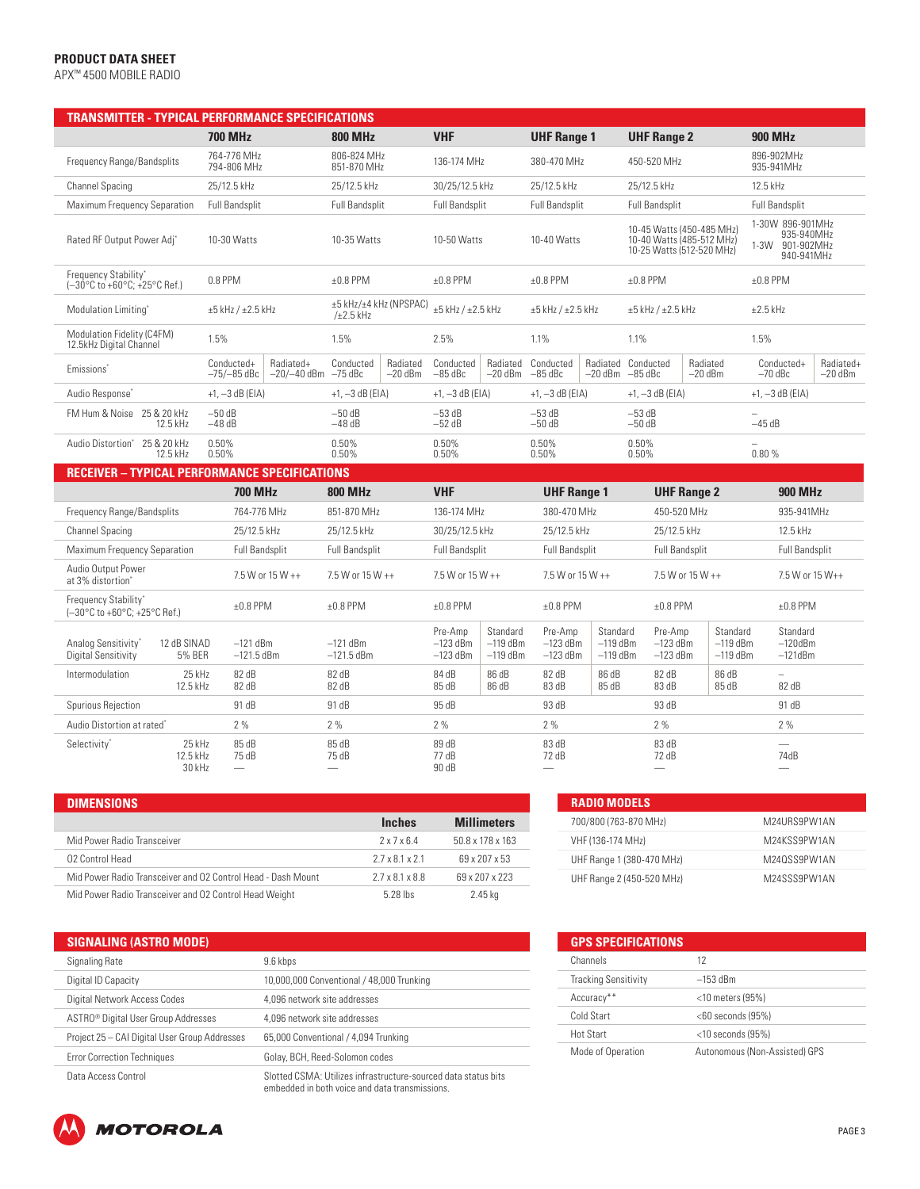**PRODUCT DATA SHEET**
APX™ 4500 MOBILE RADIO

## TRANSMITTER - TYPICAL PERFORMANCE SPECIFICATIONS

| | 700 MHz | | 800 MHz | | VHF | | UHF Range 1 | | UHF Range 2 | | 900 MHz | |
|---|---|---|---|---|---|---|---|---|---|---|---|---|
| Frequency Range/Bandsplits | 764-776 MHz 794-806 MHz | | 806-824 MHz 851-870 MHz | | 136-174 MHz | | 380-470 MHz | | 450-520 MHz | | 896-902MHz 935-941MHz | |
| Channel Spacing | 25/12.5 kHz | | 25/12.5 kHz | | 30/25/12.5 kHz | | 25/12.5 kHz | | 25/12.5 kHz | | 12.5 kHz | |
| Maximum Frequency Separation | Full Bandsplit | | Full Bandsplit | | Full Bandsplit | | Full Bandsplit | | Full Bandsplit | | Full Bandsplit | |
| Rated RF Output Power Adj* | 10-30 Watts | | 10-35 Watts | | 10-50 Watts | | 10-40 Watts | | 10-45 Watts (450-485 MHz) 10-40 Watts (485-512 MHz) 10-25 Watts (512-520 MHz) | | 1-30W 896-901MHz 935-940MHz 1-3W 901-902MHz 940-941MHz | |
| Frequency Stability* (–30°C to +60°C; +25°C Ref.) | 0.8 PPM | | ±0.8 PPM | | ±0.8 PPM | | ±0.8 PPM | | ±0.8 PPM | | ±0.8 PPM | |
| Modulation Limiting* | ±5 kHz / ±2.5 kHz | | ±5 kHz/±4 kHz (NPSPAC) /±2.5 kHz | | ±5 kHz / ±2.5 kHz | | ±5 kHz / ±2.5 kHz | | ±5 kHz / ±2.5 kHz | | ±2.5 kHz | |
| Modulation Fidelity (C4FM) 12.5kHz Digital Channel | 1.5% | | 1.5% | | 2.5% | | 1.1% | | 1.1% | | 1.5% | |
| Emissions* | Conducted+ –75/–85 dBc | Radiated+ –20/–40 dBm | Conducted –75 dBc | Radiated –20 dBm | Conducted –85 dBc | Radiated –20 dBm | Conducted –85 dBc | Radiated –20 dBm | Conducted –85 dBc | Radiated –20 dBm | Conducted+ –70 dBc | Radiated+ –20 dBm |
| Audio Response* | +1, –3 dB (EIA) | | +1, –3 dB (EIA) | | +1, –3 dB (EIA) | | +1, –3 dB (EIA) | | +1, –3 dB (EIA) | | +1, –3 dB (EIA) | |
| FM Hum & Noise 25 & 20 kHz / 12.5 kHz | –50 dB / –48 dB | | –50 dB / –48 dB | | –53 dB / –52 dB | | –53 dB / –50 dB | | –53 dB / –50 dB | | – / –45 dB | |
| Audio Distortion* 25 & 20 kHz / 12.5 kHz | 0.50% / 0.50% | | 0.50% / 0.50% | | 0.50% / 0.50% | | 0.50% / 0.50% | | 0.50% / 0.50% | | – / 0.80 % | |

## RECEIVER – TYPICAL PERFORMANCE SPECIFICATIONS

| | 700 MHz | 800 MHz | VHF | | UHF Range 1 | | UHF Range 2 | | 900 MHz |
|---|---|---|---|---|---|---|---|---|---|
| Frequency Range/Bandsplits | 764-776 MHz | 851-870 MHz | 136-174 MHz | | 380-470 MHz | | 450-520 MHz | | 935-941MHz |
| Channel Spacing | 25/12.5 kHz | 25/12.5 kHz | 30/25/12.5 kHz | | 25/12.5 kHz | | 25/12.5 kHz | | 12.5 kHz |
| Maximum Frequency Separation | Full Bandsplit | Full Bandsplit | Full Bandsplit | | Full Bandsplit | | Full Bandsplit | | Full Bandsplit |
| Audio Output Power at 3% distortion* | 7.5 W or 15 W ++ | 7.5 W or 15 W ++ | 7.5 W or 15 W ++ | | 7.5 W or 15 W ++ | | 7.5 W or 15 W ++ | | 7.5 W or 15 W++ |
| Frequency Stability* (–30°C to +60°C; +25°C Ref.) | ±0.8 PPM | ±0.8 PPM | ±0.8 PPM | | ±0.8 PPM | | ±0.8 PPM | | ±0.8 PPM |
| | | | Pre-Amp | Standard | Pre-Amp | Standard | Pre-Amp | Standard | Standard |
| Analog Sensitivity* 12 dB SINAD | –121 dBm | –121 dBm | –123 dBm | –119 dBm | –123 dBm | –119 dBm | –123 dBm | –119 dBm | –120dBm |
| Digital Sensitivity 5% BER | –121.5 dBm | –121.5 dBm | –123 dBm | –119 dBm | –123 dBm | –119 dBm | –123 dBm | –119 dBm | –121dBm |
| Intermodulation 25 kHz | 82 dB | 82 dB | 84 dB | 86 dB | 82 dB | 86 dB | 82 dB | 86 dB | – |
| Intermodulation 12.5 kHz | 82 dB | 82 dB | 85 dB | 86 dB | 83 dB | 85 dB | 83 dB | 85 dB | 82 dB |
| Spurious Rejection | 91 dB | 91 dB | 95 dB | | 93 dB | | 93 dB | | 91 dB |
| Audio Distortion at rated* | 2 % | 2 % | 2 % | | 2 % | | 2 % | | 2 % |
| Selectivity* 25 kHz | 85 dB | 85 dB | 89 dB | | 83 dB | | 83 dB | | — |
| Selectivity* 12.5 kHz | 75 dB | 75 dB | 77 dB | | 72 dB | | 72 dB | | 74dB |
| Selectivity* 30 kHz | — | — | 90 dB | | — | | — | | — |

## DIMENSIONS

| | Inches | Millimeters |
|---|---|---|
| Mid Power Radio Transceiver | 2 x 7 x 6.4 | 50.8 x 178 x 163 |
| O2 Control Head | 2.7 x 8.1 x 2.1 | 69 x 207 x 53 |
| Mid Power Radio Transceiver and O2 Control Head - Dash Mount | 2.7 x 8.1 x 8.8 | 69 x 207 x 223 |
| Mid Power Radio Transceiver and O2 Control Head Weight | 5.28 lbs | 2.45 kg |

## RADIO MODELS

| | |
|---|---|
| 700/800 (763-870 MHz) | M24URS9PW1AN |
| VHF (136-174 MHz) | M24KSS9PW1AN |
| UHF Range 1 (380-470 MHz) | M24QSS9PW1AN |
| UHF Range 2 (450-520 MHz) | M24SSS9PW1AN |

## SIGNALING (ASTRO MODE)

| | |
|---|---|
| Signaling Rate | 9.6 kbps |
| Digital ID Capacity | 10,000,000 Conventional / 48,000 Trunking |
| Digital Network Access Codes | 4,096 network site addresses |
| ASTRO® Digital User Group Addresses | 4,096 network site addresses |
| Project 25 – CAI Digital User Group Addresses | 65,000 Conventional / 4,094 Trunking |
| Error Correction Techniques | Golay, BCH, Reed-Solomon codes |
| Data Access Control | Slotted CSMA: Utilizes infrastructure-sourced data status bits embedded in both voice and data transmissions. |

## GPS SPECIFICATIONS

| | |
|---|---|
| Channels | 12 |
| Tracking Sensitivity | –153 dBm |
| Accuracy** | <10 meters (95%) |
| Cold Start | <60 seconds (95%) |
| Hot Start | <10 seconds (95%) |
| Mode of Operation | Autonomous (Non-Assisted) GPS |

MOTOROLA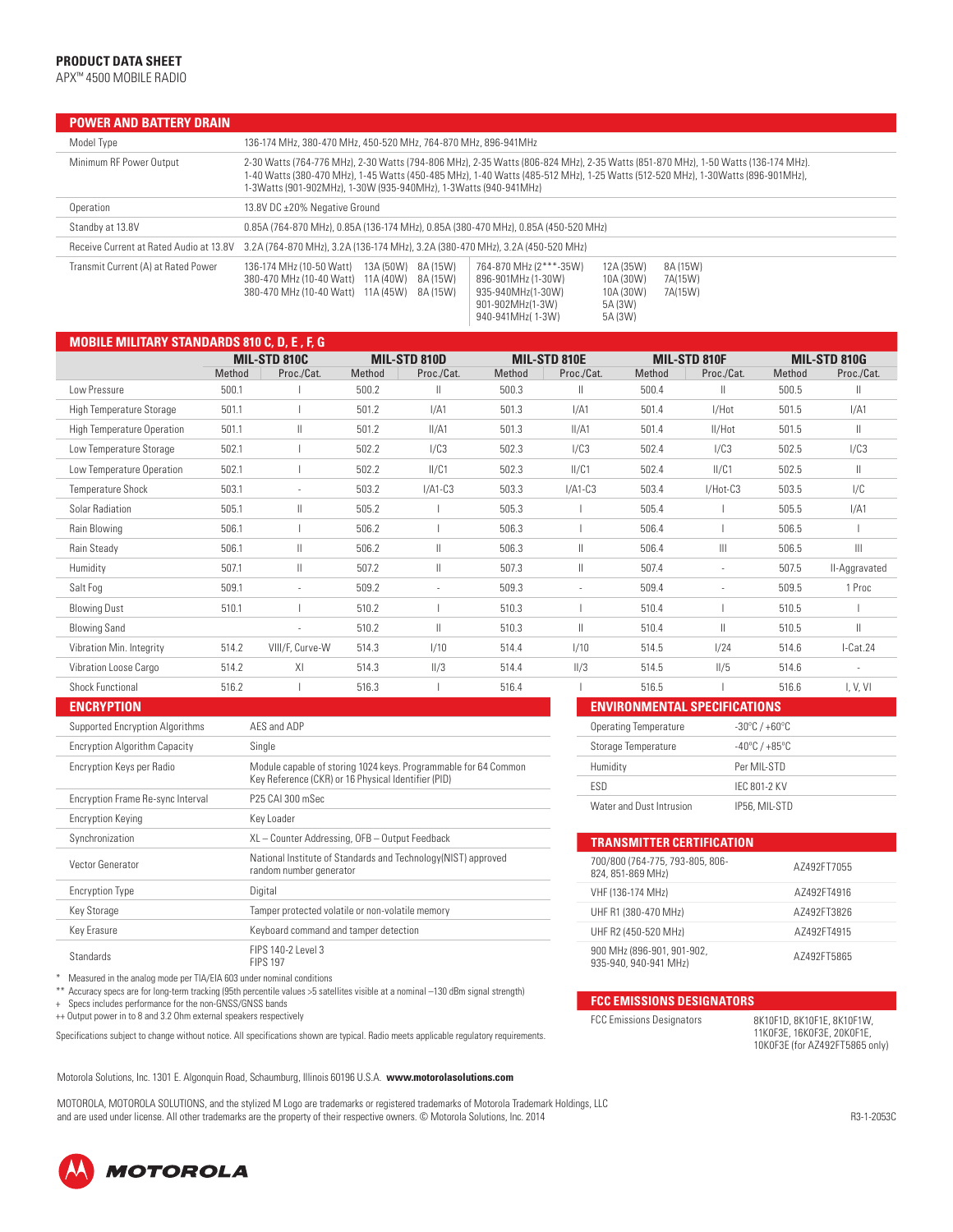**PRODUCT DATA SHEET**
APX™ 4500 MOBILE RADIO

## POWER AND BATTERY DRAIN

| | |
|---|---|
| Model Type | 136-174 MHz, 380-470 MHz, 450-520 MHz, 764-870 MHz, 896-941MHz |
| Minimum RF Power Output | 2-30 Watts (764-776 MHz), 2-30 Watts (794-806 MHz), 2-35 Watts (806-824 MHz), 2-35 Watts (851-870 MHz), 1-50 Watts (136-174 MHz). 1-40 Watts (380-470 MHz), 1-45 Watts (450-485 MHz), 1-40 Watts (485-512 MHz), 1-25 Watts (512-520 MHz), 1-30Watts (896-901MHz), 1-3Watts (901-902MHz), 1-30W (935-940MHz), 1-3Watts (940-941MHz) |
| Operation | 13.8V DC ±20% Negative Ground |
| Standby at 13.8V | 0.85A (764-870 MHz), 0.85A (136-174 MHz), 0.85A (380-470 MHz), 0.85A (450-520 MHz) |
| Receive Current at Rated Audio at 13.8V | 3.2A (764-870 MHz), 3.2A (136-174 MHz), 3.2A (380-470 MHz), 3.2A (450-520 MHz) |
| Transmit Current (A) at Rated Power | 136-174 MHz (10-50 Watt) 13A (50W) 8A (15W); 380-470 MHz (10-40 Watt) 11A (40W) 8A (15W); 380-470 MHz (10-40 Watt) 11A (45W) 8A (15W); 764-870 MHz (2***-35W) 12A (35W) 8A (15W); 896-901MHz (1-30W) 10A (30W) 7A(15W); 935-940MHz(1-30W) 10A (30W) 7A(15W); 901-902MHz(1-3W) 5A (3W); 940-941MHz( 1-3W) 5A (3W) |

## MOBILE MILITARY STANDARDS 810 C, D, E , F, G

| | MIL-STD 810C | | MIL-STD 810D | | MIL-STD 810E | | MIL-STD 810F | | MIL-STD 810G | |
|---|---|---|---|---|---|---|---|---|---|---|
| | Method | Proc./Cat. | Method | Proc./Cat. | Method | Proc./Cat. | Method | Proc./Cat. | Method | Proc./Cat. |
| Low Pressure | 500.1 | I | 500.2 | II | 500.3 | II | 500.4 | II | 500.5 | II |
| High Temperature Storage | 501.1 | I | 501.2 | I/A1 | 501.3 | I/A1 | 501.4 | I/Hot | 501.5 | I/A1 |
| High Temperature Operation | 501.1 | II | 501.2 | II/A1 | 501.3 | II/A1 | 501.4 | II/Hot | 501.5 | II |
| Low Temperature Storage | 502.1 | I | 502.2 | I/C3 | 502.3 | I/C3 | 502.4 | I/C3 | 502.5 | I/C3 |
| Low Temperature Operation | 502.1 | I | 502.2 | II/C1 | 502.3 | II/C1 | 502.4 | II/C1 | 502.5 | II |
| Temperature Shock | 503.1 | - | 503.2 | I/A1-C3 | 503.3 | I/A1-C3 | 503.4 | I/Hot-C3 | 503.5 | I/C |
| Solar Radiation | 505.1 | II | 505.2 | I | 505.3 | I | 505.4 | I | 505.5 | I/A1 |
| Rain Blowing | 506.1 | I | 506.2 | I | 506.3 | I | 506.4 | I | 506.5 | I |
| Rain Steady | 506.1 | II | 506.2 | II | 506.3 | II | 506.4 | III | 506.5 | III |
| Humidity | 507.1 | II | 507.2 | II | 507.3 | II | 507.4 | - | 507.5 | II-Aggravated |
| Salt Fog | 509.1 | - | 509.2 | - | 509.3 | - | 509.4 | - | 509.5 | 1 Proc |
| Blowing Dust | 510.1 | I | 510.2 | I | 510.3 | I | 510.4 | I | 510.5 | I |
| Blowing Sand | | - | 510.2 | II | 510.3 | II | 510.4 | II | 510.5 | II |
| Vibration Min. Integrity | 514.2 | VIII/F, Curve-W | 514.3 | I/10 | 514.4 | I/10 | 514.5 | I/24 | 514.6 | I-Cat.24 |
| Vibration Loose Cargo | 514.2 | XI | 514.3 | II/3 | 514.4 | II/3 | 514.5 | II/5 | 514.6 | - |
| Shock Functional | 516.2 | I | 516.3 | I | 516.4 | I | 516.5 | I | 516.6 | I, V, VI |

## ENCRYPTION

| | |
|---|---|
| Supported Encryption Algorithms | AES and ADP |
| Encryption Algorithm Capacity | Single |
| Encryption Keys per Radio | Module capable of storing 1024 keys. Programmable for 64 Common Key Reference (CKR) or 16 Physical Identifier (PID) |
| Encryption Frame Re-sync Interval | P25 CAI 300 mSec |
| Encryption Keying | Key Loader |
| Synchronization | XL – Counter Addressing, OFB – Output Feedback |
| Vector Generator | National Institute of Standards and Technology(NIST) approved random number generator |
| Encryption Type | Digital |
| Key Storage | Tamper protected volatile or non-volatile memory |
| Key Erasure | Keyboard command and tamper detection |
| Standards | FIPS 140-2 Level 3<br>FIPS 197 |

\* Measured in the analog mode per TIA/EIA 603 under nominal conditions
\*\* Accuracy specs are for long-term tracking (95th percentile values >5 satellites visible at a nominal –130 dBm signal strength)
\+ Specs includes performance for the non-GNSS/GNSS bands
++ Output power in to 8 and 3.2 Ohm external speakers respectively

Specifications subject to change without notice. All specifications shown are typical. Radio meets applicable regulatory requirements.

## ENVIRONMENTAL SPECIFICATIONS

| | |
|---|---|
| Operating Temperature | -30ºC / +60ºC |
| Storage Temperature | -40ºC / +85ºC |
| Humidity | Per MIL-STD |
| ESD | IEC 801-2 KV |
| Water and Dust Intrusion | IP56, MIL-STD |

## TRANSMITTER CERTIFICATION

| | |
|---|---|
| 700/800 (764-775, 793-805, 806-824, 851-869 MHz) | AZ492FT7055 |
| VHF (136-174 MHz) | AZ492FT4916 |
| UHF R1 (380-470 MHz) | AZ492FT3826 |
| UHF R2 (450-520 MHz) | AZ492FT4915 |
| 900 MHz (896-901, 901-902, 935-940, 940-941 MHz) | AZ492FT5865 |

## FCC EMISSIONS DESIGNATORS

| | |
|---|---|
| FCC Emissions Designators | 8K10F1D, 8K10F1E, 8K10F1W, 11K0F3E, 16K0F3E, 20K0F1E, 10K0F3E (for AZ492FT5865 only) |

Motorola Solutions, Inc. 1301 E. Algonquin Road, Schaumburg, Illinois 60196 U.S.A. **www.motorolasolutions.com**

MOTOROLA, MOTOROLA SOLUTIONS, and the stylized M Logo are trademarks or registered trademarks of Motorola Trademark Holdings, LLC and are used under license. All other trademarks are the property of their respective owners. © Motorola Solutions, Inc. 2014

R3-1-2053C

MOTOROLA